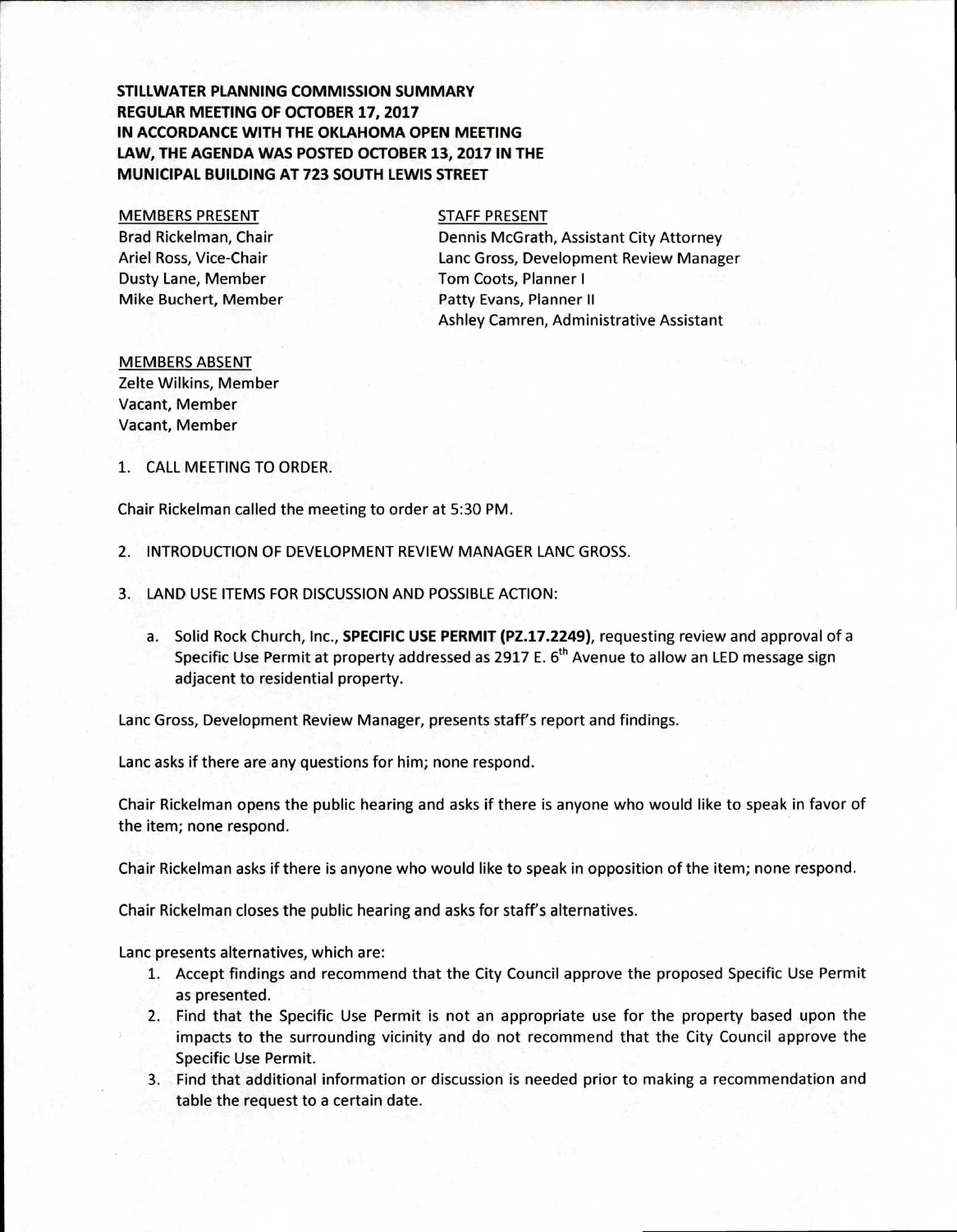**STILLWATER PLANNING COMMISSION SUMMARY**
**REGULAR MEETING OF OCTOBER 17, 2017**
**IN ACCORDANCE WITH THE OKLAHOMA OPEN MEETING LAW, THE AGENDA WAS POSTED OCTOBER 13, 2017 IN THE MUNICIPAL BUILDING AT 723 SOUTH LEWIS STREET**

MEMBERS PRESENT
Brad Rickelman, Chair
Ariel Ross, Vice-Chair
Dusty Lane, Member
Mike Buchert, Member

STAFF PRESENT
Dennis McGrath, Assistant City Attorney
Lanc Gross, Development Review Manager
Tom Coots, Planner I
Patty Evans, Planner II
Ashley Camren, Administrative Assistant

MEMBERS ABSENT
Zelte Wilkins, Member
Vacant, Member
Vacant, Member

1. CALL MEETING TO ORDER.

Chair Rickelman called the meeting to order at 5:30 PM.

2. INTRODUCTION OF DEVELOPMENT REVIEW MANAGER LANC GROSS.

3. LAND USE ITEMS FOR DISCUSSION AND POSSIBLE ACTION:

   a. Solid Rock Church, Inc., **SPECIFIC USE PERMIT (PZ.17.2249)**, requesting review and approval of a Specific Use Permit at property addressed as 2917 E. 6th Avenue to allow an LED message sign adjacent to residential property.

Lanc Gross, Development Review Manager, presents staff's report and findings.

Lanc asks if there are any questions for him; none respond.

Chair Rickelman opens the public hearing and asks if there is anyone who would like to speak in favor of the item; none respond.

Chair Rickelman asks if there is anyone who would like to speak in opposition of the item; none respond.

Chair Rickelman closes the public hearing and asks for staff's alternatives.

Lanc presents alternatives, which are:

1. Accept findings and recommend that the City Council approve the proposed Specific Use Permit as presented.
2. Find that the Specific Use Permit is not an appropriate use for the property based upon the impacts to the surrounding vicinity and do not recommend that the City Council approve the Specific Use Permit.
3. Find that additional information or discussion is needed prior to making a recommendation and table the request to a certain date.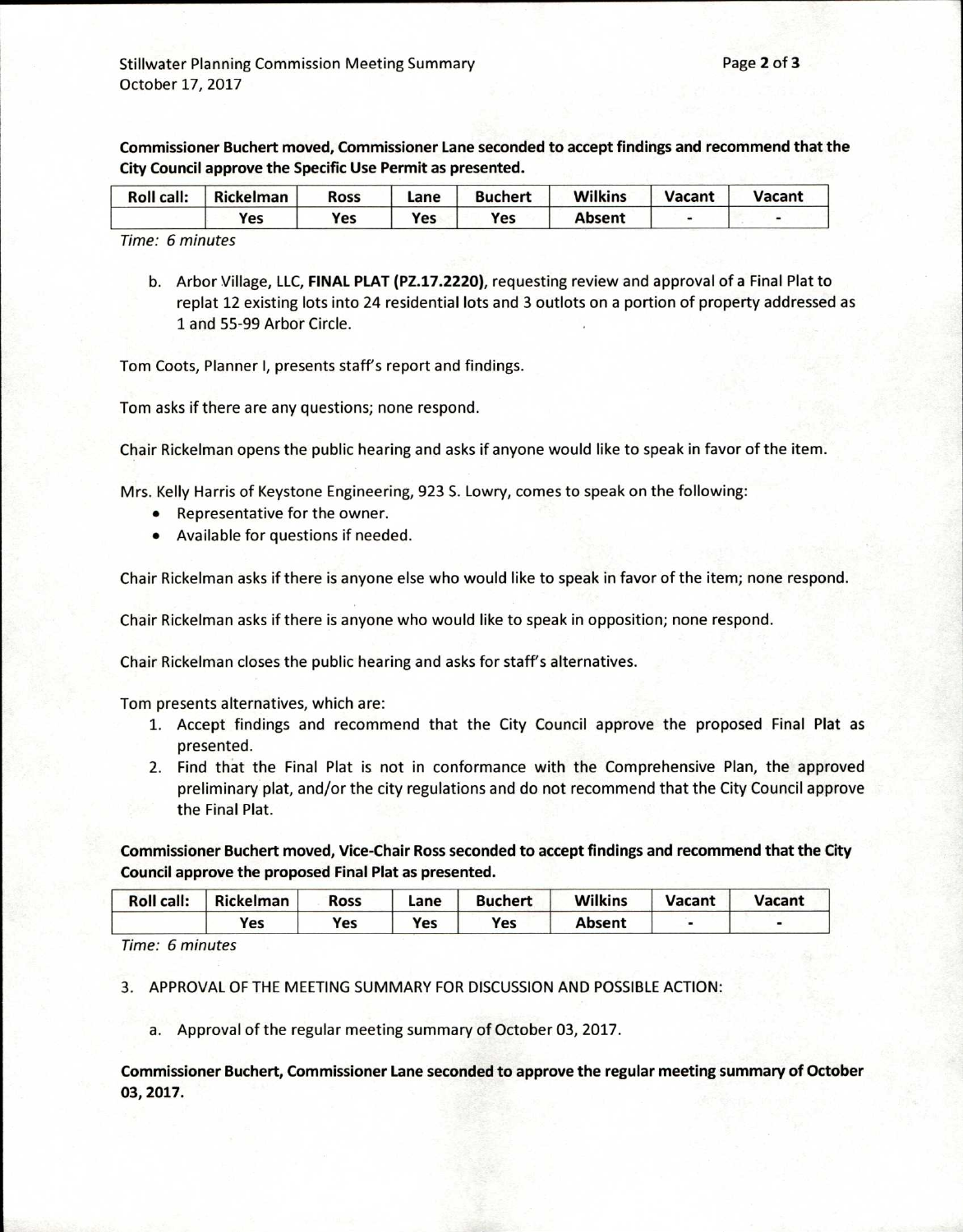**Commissioner Buchert moved, Commissioner Lane seconded to accept findings and recommend that the City Council approve the Specific Use Permit as presented.**

| Roll call: | Rickelman | Ross | Lane | Buchert | Wilkins | Vacant | Vacant |
|---|---|---|---|---|---|---|---|
| | Yes | Yes | Yes | Yes | Absent | - | - |

*Time: 6 minutes*

b. Arbor Village, LLC, **FINAL PLAT (PZ.17.2220)**, requesting review and approval of a Final Plat to replat 12 existing lots into 24 residential lots and 3 outlots on a portion of property addressed as 1 and 55-99 Arbor Circle.

Tom Coots, Planner I, presents staff's report and findings.

Tom asks if there are any questions; none respond.

Chair Rickelman opens the public hearing and asks if anyone would like to speak in favor of the item.

Mrs. Kelly Harris of Keystone Engineering, 923 S. Lowry, comes to speak on the following:

- Representative for the owner.
- Available for questions if needed.

Chair Rickelman asks if there is anyone else who would like to speak in favor of the item; none respond.

Chair Rickelman asks if there is anyone who would like to speak in opposition; none respond.

Chair Rickelman closes the public hearing and asks for staff's alternatives.

Tom presents alternatives, which are:

1. Accept findings and recommend that the City Council approve the proposed Final Plat as presented.
2. Find that the Final Plat is not in conformance with the Comprehensive Plan, the approved preliminary plat, and/or the city regulations and do not recommend that the City Council approve the Final Plat.

**Commissioner Buchert moved, Vice-Chair Ross seconded to accept findings and recommend that the City Council approve the proposed Final Plat as presented.**

| Roll call: | Rickelman | Ross | Lane | Buchert | Wilkins | Vacant | Vacant |
|---|---|---|---|---|---|---|---|
| | Yes | Yes | Yes | Yes | Absent | - | - |

*Time: 6 minutes*

3. APPROVAL OF THE MEETING SUMMARY FOR DISCUSSION AND POSSIBLE ACTION:

a. Approval of the regular meeting summary of October 03, 2017.

**Commissioner Buchert, Commissioner Lane seconded to approve the regular meeting summary of October 03, 2017.**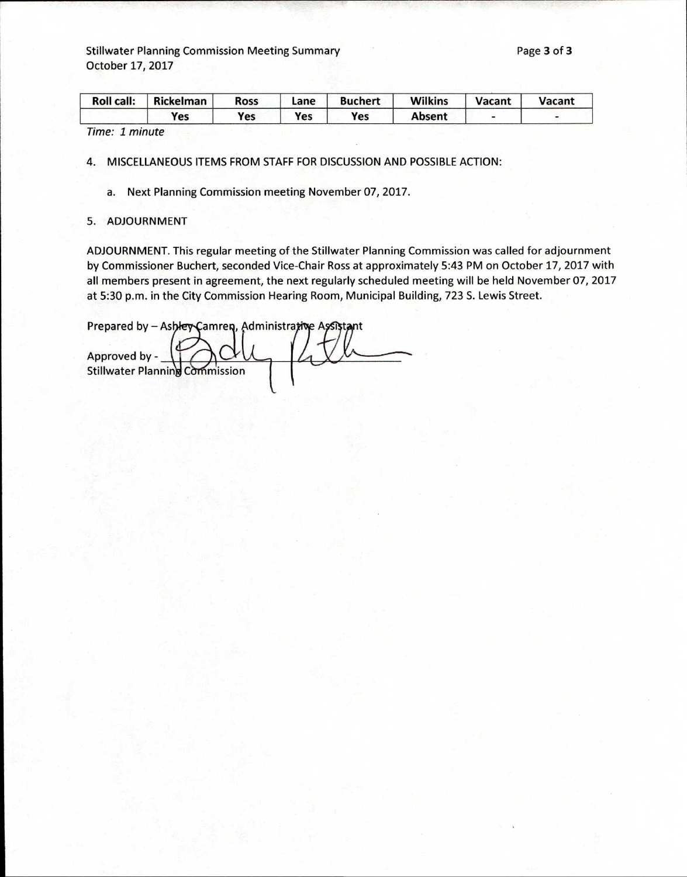| Roll call: | Rickelman | Ross | Lane | Buchert | Wilkins | Vacant | Vacant |
|---|---|---|---|---|---|---|---|
| | Yes | Yes | Yes | Yes | Absent | - | - |

*Time: 1 minute*

4. MISCELLANEOUS ITEMS FROM STAFF FOR DISCUSSION AND POSSIBLE ACTION:

   a. Next Planning Commission meeting November 07, 2017.

5. ADJOURNMENT

ADJOURNMENT. This regular meeting of the Stillwater Planning Commission was called for adjournment by Commissioner Buchert, seconded Vice-Chair Ross at approximately 5:43 PM on October 17, 2017 with all members present in agreement, the next regularly scheduled meeting will be held November 07, 2017 at 5:30 p.m. in the City Commission Hearing Room, Municipal Building, 723 S. Lewis Street.

Prepared by – Ashley Camren, Administrative Assistant

Approved by - ______________________
Stillwater Planning Commission